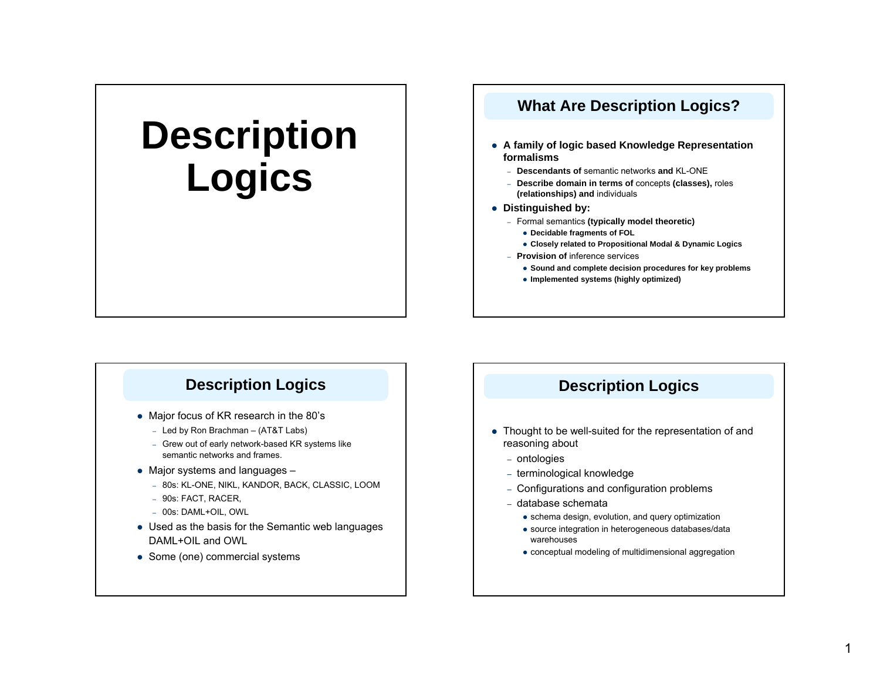# Description Logics

## What Are Description Logics?

- **A family of logic based Knowledge Representation formalisms**
  - **Descendants of** semantic networks **and** KL-ONE
  - **Describe domain in terms of** concepts **(classes),** roles **(relationships) and** individuals
- **Distinguished by:**
  - Formal semantics **(typically model theoretic)**
    - **Decidable fragments of FOL**
    - **Closely related to Propositional Modal & Dynamic Logics**
  - **Provision of** inference services
    - **Sound and complete decision procedures for key problems**
    - **Implemented systems (highly optimized)**

## Description Logics

- Major focus of KR research in the 80's
  - Led by Ron Brachman – (AT&T Labs)
  - Grew out of early network-based KR systems like semantic networks and frames.
- Major systems and languages –
  - 80s: KL-ONE, NIKL, KANDOR, BACK, CLASSIC, LOOM
  - 90s: FACT, RACER,
  - 00s: DAML+OIL, OWL
- Used as the basis for the Semantic web languages DAML+OIL and OWL
- Some (one) commercial systems

## Description Logics

- Thought to be well-suited for the representation of and reasoning about
  - ontologies
  - terminological knowledge
  - Configurations and configuration problems
  - database schemata
    - schema design, evolution, and query optimization
    - source integration in heterogeneous databases/data warehouses
    - conceptual modeling of multidimensional aggregation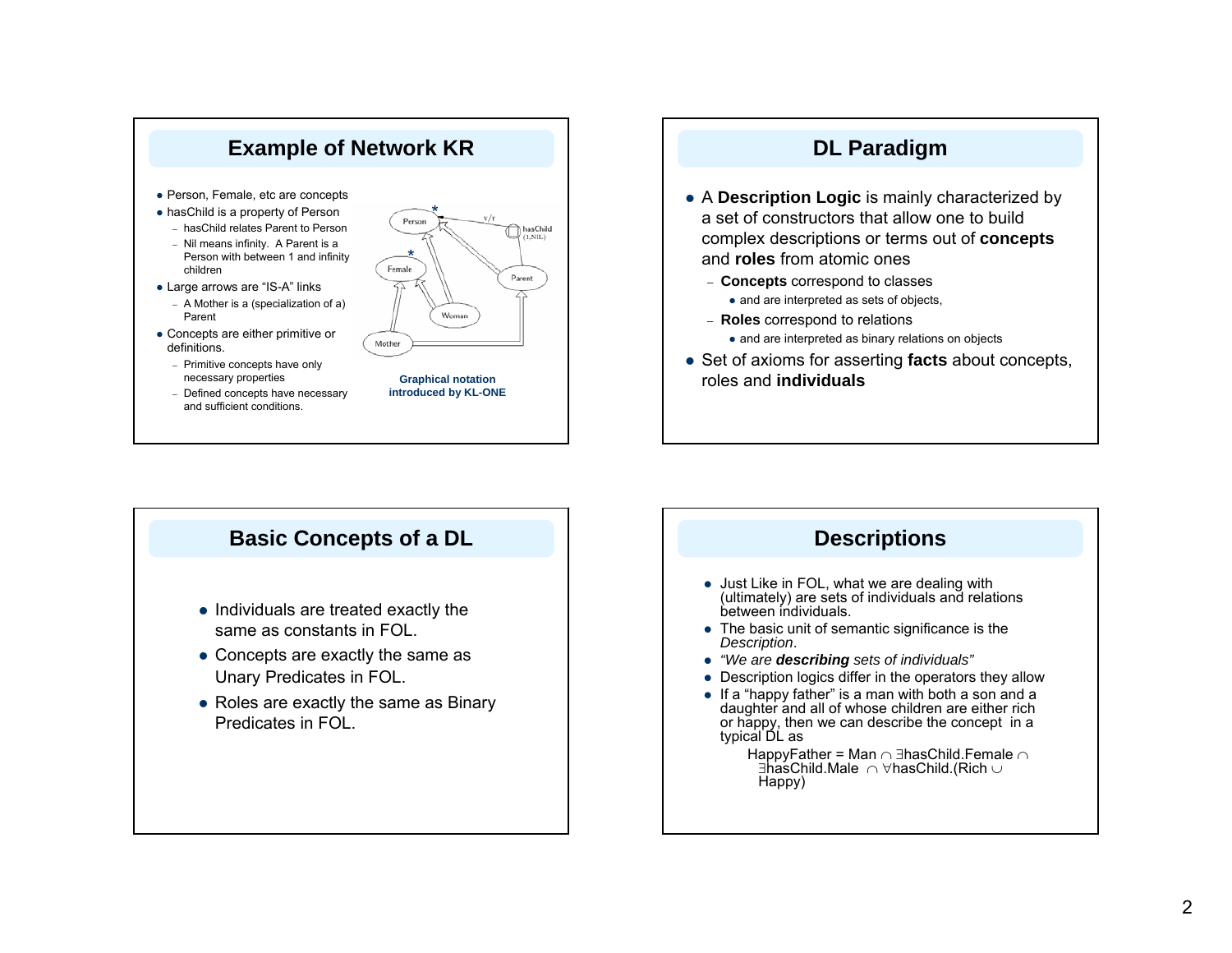## Example of Network KR

- Person, Female, etc are concepts
- hasChild is a property of Person
  - hasChild relates Parent to Person
  - Nil means infinity. A Parent is a Person with between 1 and infinity children
- Large arrows are "IS-A" links
  - A Mother is a (specialization of a) Parent
- Concepts are either primitive or definitions.
  - Primitive concepts have only necessary properties
  - Defined concepts have necessary and sufficient conditions.

**Graphical notation introduced by KL-ONE**

## DL Paradigm

- A **Description Logic** is mainly characterized by a set of constructors that allow one to build complex descriptions or terms out of **concepts** and **roles** from atomic ones
  - **Concepts** correspond to classes
    - and are interpreted as sets of objects,
  - **Roles** correspond to relations
    - and are interpreted as binary relations on objects
- Set of axioms for asserting **facts** about concepts, roles and **individuals**

## Basic Concepts of a DL

- Individuals are treated exactly the same as constants in FOL.
- Concepts are exactly the same as Unary Predicates in FOL.
- Roles are exactly the same as Binary Predicates in FOL.

## Descriptions

- Just Like in FOL, what we are dealing with (ultimately) are sets of individuals and relations between individuals.
- The basic unit of semantic significance is the *Description*.
- *"We are **describing** sets of individuals"*
- Description logics differ in the operators they allow
- If a "happy father" is a man with both a son and a daughter and all of whose children are either rich or happy, then we can describe the concept in a typical DL as

  HappyFather = Man $\cap$ $\exists$hasChild.Female $\cap$ $\exists$hasChild.Male $\cap$ $\forall$hasChild.(Rich $\cup$ Happy)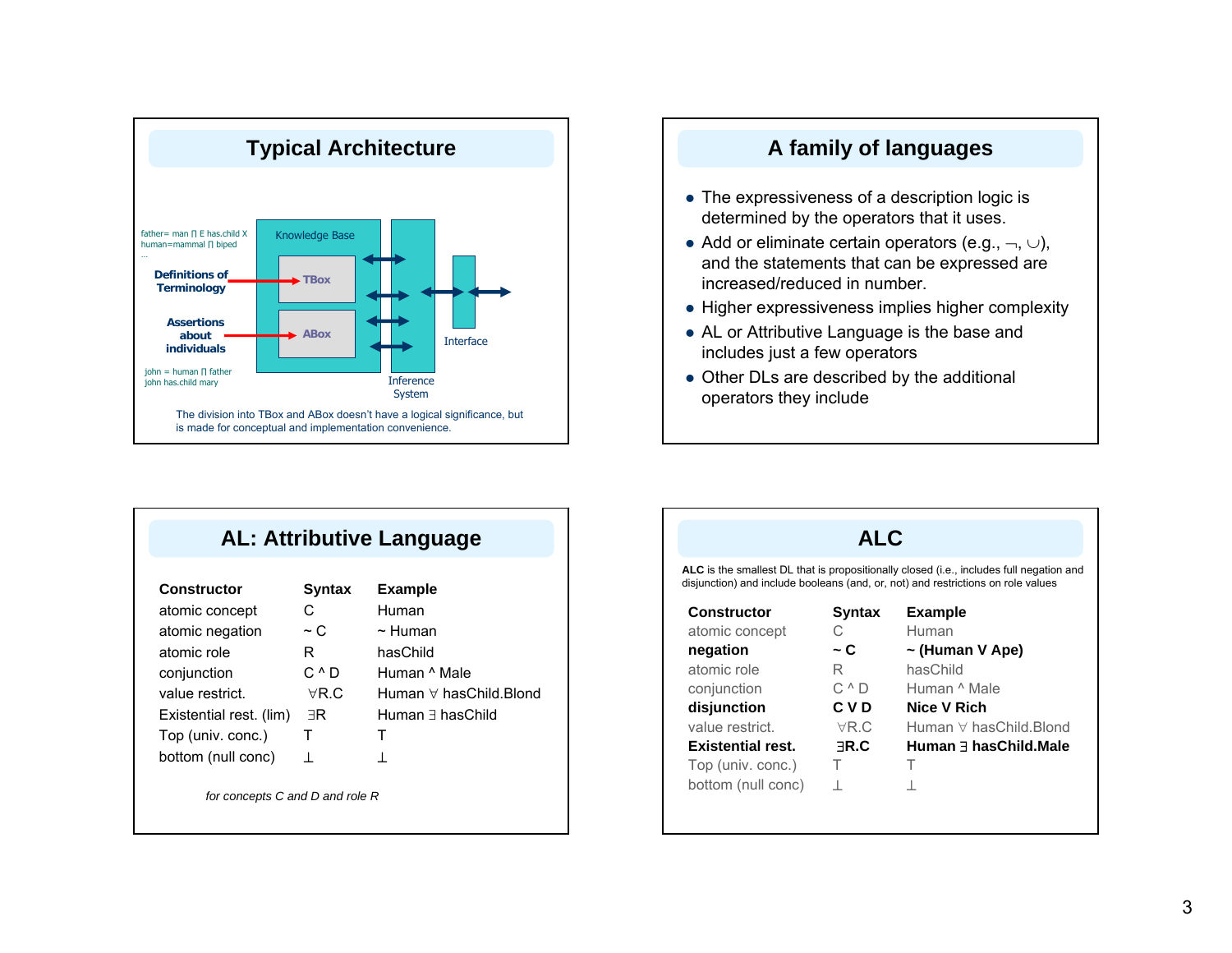## Typical Architecture

father= man ⊓ E has.child X
human=mammal ⊓ biped
...

**Definitions of Terminology** → TBox

**Assertions about individuals** → ABox

john = human ⊓ father
john has.child mary

Knowledge Base | Inference System | Interface

The division into TBox and ABox doesn't have a logical significance, but is made for conceptual and implementation convenience.

## A family of languages

- The expressiveness of a description logic is determined by the operators that it uses.
- Add or eliminate certain operators (e.g., ¬, ∪), and the statements that can be expressed are increased/reduced in number.
- Higher expressiveness implies higher complexity
- AL or Attributive Language is the base and includes just a few operators
- Other DLs are described by the additional operators they include

## AL: Attributive Language

| Constructor | Syntax | Example |
|---|---|---|
| atomic concept | C | Human |
| atomic negation | ~ C | ~ Human |
| atomic role | R | hasChild |
| conjunction | C ^ D | Human ^ Male |
| value restrict. | ∀R.C | Human ∀ hasChild.Blond |
| Existential rest. (lim) | ∃R | Human ∃ hasChild |
| Top (univ. conc.) | T | T |
| bottom (null conc) | ⊥ | ⊥ |

*for concepts C and D and role R*

## ALC

**ALC** is the smallest DL that is propositionally closed (i.e., includes full negation and disjunction) and include booleans (and, or, not) and restrictions on role values

| Constructor | Syntax | Example |
|---|---|---|
| atomic concept | C | Human |
| **negation** | **~ C** | **~ (Human V Ape)** |
| atomic role | R | hasChild |
| conjunction | C ^ D | Human ^ Male |
| **disjunction** | **C V D** | **Nice V Rich** |
| value restrict. | ∀R.C | Human ∀ hasChild.Blond |
| **Existential rest.** | **∃R.C** | **Human ∃ hasChild.Male** |
| Top (univ. conc.) | T | T |
| bottom (null conc) | ⊥ | ⊥ |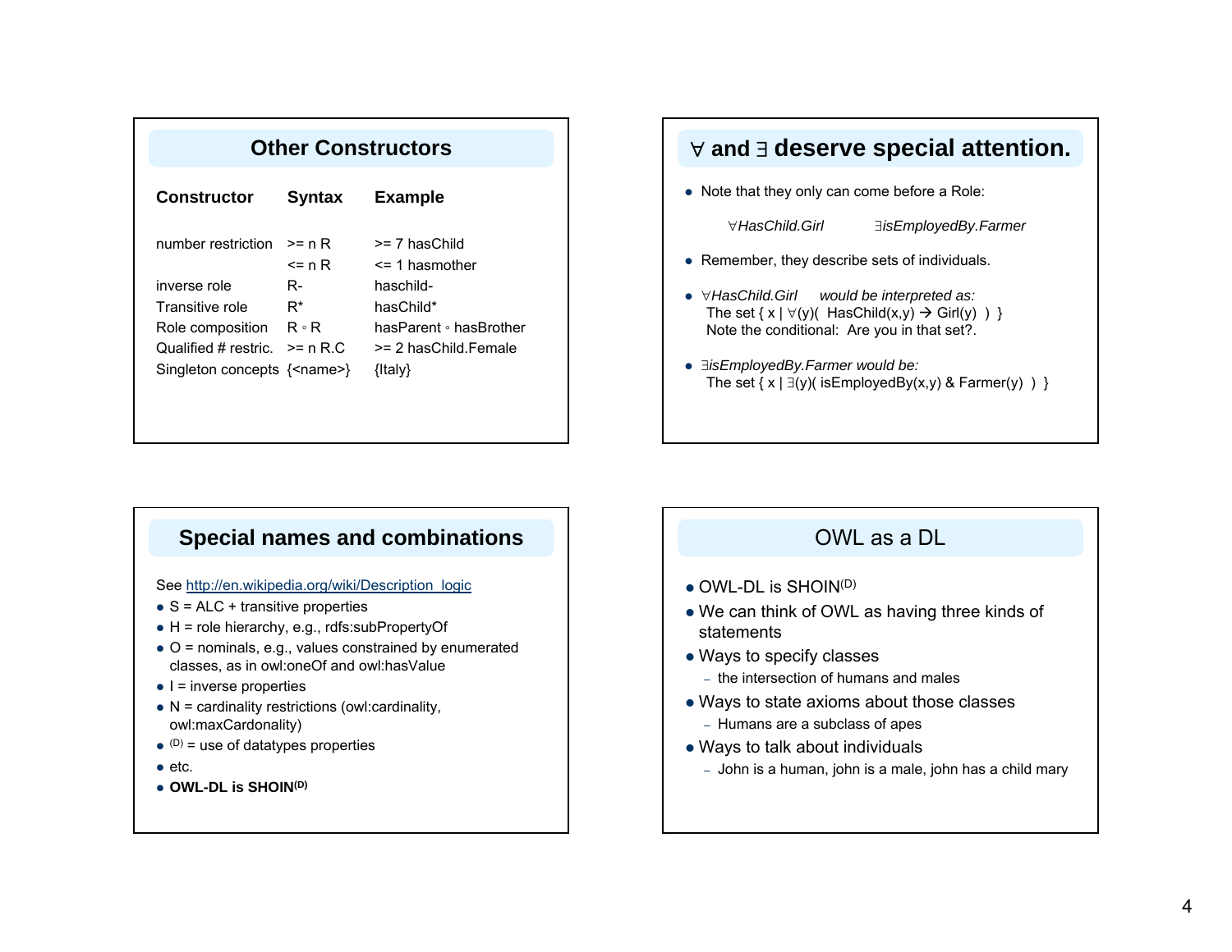## Other Constructors

| Constructor | Syntax | Example |
|---|---|---|
| number restriction | >= n R | >= 7 hasChild |
| | <= n R | <= 1 hasmother |
| inverse role | R- | haschild- |
| Transitive role | R* | hasChild* |
| Role composition | R ∘ R | hasParent ∘ hasBrother |
| Qualified # restric. | >= n R.C | >= 2 hasChild.Female |
| Singleton concepts | {<name>} | {Italy} |

## ∀ and ∃ deserve special attention.

- Note that they only can come before a Role:

  *∀HasChild.Girl* *∃isEmployedBy.Farmer*

- Remember, they describe sets of individuals.
- *∀HasChild.Girl* *would be interpreted as:*
  The set { x | ∀(y)( HasChild(x,y) → Girl(y) ) }
  Note the conditional: Are you in that set?.
- *∃isEmployedBy.Farmer would be:*
  The set { x | ∃(y)( isEmployedBy(x,y) & Farmer(y) ) }

## Special names and combinations

See http://en.wikipedia.org/wiki/Description_logic

- S = ALC + transitive properties
- H = role hierarchy, e.g., rdfs:subPropertyOf
- O = nominals, e.g., values constrained by enumerated classes, as in owl:oneOf and owl:hasValue
- I = inverse properties
- N = cardinality restrictions (owl:cardinality, owl:maxCardonality)
- $^{(D)}$ = use of datatypes properties
- etc.
- **OWL-DL is SHOIN$^{(D)}$**

## OWL as a DL

- OWL-DL is SHOIN$^{(D)}$
- We can think of OWL as having three kinds of statements
- Ways to specify classes
  - the intersection of humans and males
- Ways to state axioms about those classes
  - Humans are a subclass of apes
- Ways to talk about individuals
  - John is a human, john is a male, john has a child mary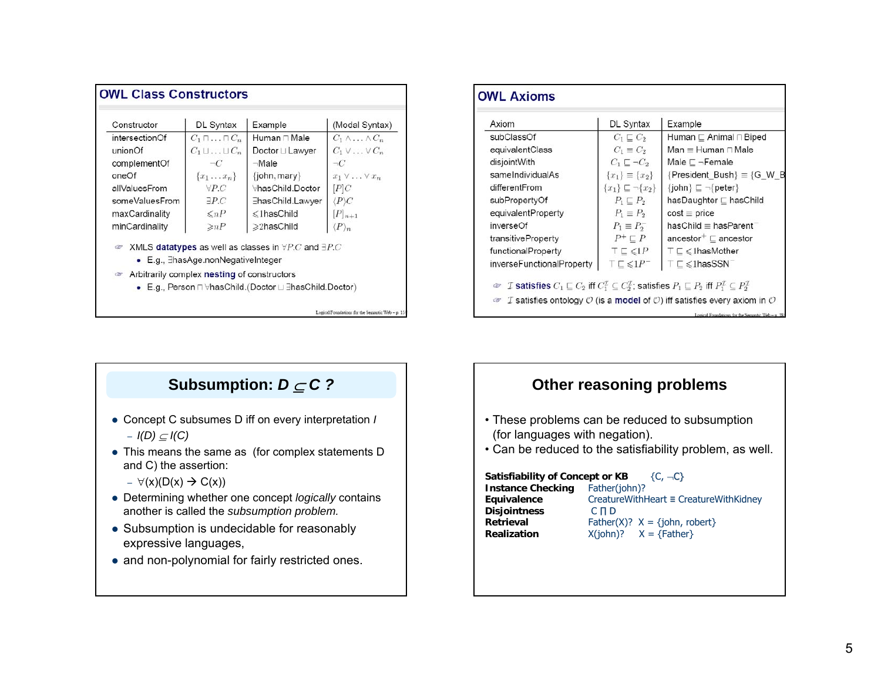## OWL Class Constructors

| Constructor | DL Syntax | Example | (Modal Syntax) |
|---|---|---|---|
| intersectionOf | $C_1 \sqcap \ldots \sqcap C_n$ | Human ⊓ Male | $C_1 \wedge \ldots \wedge C_n$ |
| unionOf | $C_1 \sqcup \ldots \sqcup C_n$ | Doctor ⊔ Lawyer | $C_1 \vee \ldots \vee C_n$ |
| complementOf | $\neg C$ | ¬Male | $\neg C$ |
| oneOf | $\{x_1 \ldots x_n\}$ | {john, mary} | $x_1 \vee \ldots \vee x_n$ |
| allValuesFrom | $\forall P.C$ | ∀hasChild.Doctor | $[P]C$ |
| someValuesFrom | $\exists P.C$ | ∃hasChild.Lawyer | $\langle P \rangle C$ |
| maxCardinality | $\leqslant nP$ | ⩽1hasChild | $[P]_{n+1}$ |
| minCardinality | $\geqslant nP$ | ⩾2hasChild | $\langle P \rangle_n$ |

- XMLS **datatypes** as well as classes in $\forall P.C$ and $\exists P.C$
  - E.g., ∃hasAge.nonNegativeInteger
- Arbitrarily complex **nesting** of constructors
  - E.g., Person ⊓ ∀hasChild.(Doctor ⊔ ∃hasChild.Doctor)

## OWL Axioms

| Axiom | DL Syntax | Example |
|---|---|---|
| subClassOf | $C_1 \sqsubseteq C_2$ | Human ⊑ Animal ⊓ Biped |
| equivalentClass | $C_1 \equiv C_2$ | Man ≡ Human ⊓ Male |
| disjointWith | $C_1 \sqsubseteq \neg C_2$ | Male ⊑ ¬Female |
| sameIndividualAs | $\{x_1\} \equiv \{x_2\}$ | {President_Bush} ≡ {G_W_B |
| differentFrom | $\{x_1\} \sqsubseteq \neg\{x_2\}$ | {john} ⊑ ¬{peter} |
| subPropertyOf | $P_1 \sqsubseteq P_2$ | hasDaughter ⊑ hasChild |
| equivalentProperty | $P_1 \equiv P_2$ | cost ≡ price |
| inverseOf | $P_1 \equiv P_2^-$ | hasChild ≡ hasParent⁻ |
| transitiveProperty | $P^+ \sqsubseteq P$ | ancestor⁺ ⊑ ancestor |
| functionalProperty | $\top \sqsubseteq \leqslant 1P$ | ⊤ ⊑ ⩽1hasMother |
| inverseFunctionalProperty | $\top \sqsubseteq \leqslant 1P^-$ | ⊤ ⊑ ⩽1hasSSN⁻ |

- $\mathcal{I}$ **satisfies** $C_1 \sqsubseteq C_2$ iff $C_1^{\mathcal{I}} \subseteq C_2^{\mathcal{I}}$; satisfies $P_1 \sqsubseteq P_2$ iff $P_1^{\mathcal{I}} \subseteq P_2^{\mathcal{I}}$
- $\mathcal{I}$ satisfies ontology $\mathcal{O}$ (is a **model** of $\mathcal{O}$) iff satisfies every axiom in $\mathcal{O}$

## Subsumption: *D ⊆ C ?*

- Concept C subsumes D iff on every interpretation *I*
  - *I(D) ⊆ I(C)*
- This means the same as (for complex statements D and C) the assertion:
  - ∀(x)(D(x) → C(x))
- Determining whether one concept *logically* contains another is called the *subsumption problem.*
- Subsumption is undecidable for reasonably expressive languages,
- and non-polynomial for fairly restricted ones.

## Other reasoning problems

- These problems can be reduced to subsumption (for languages with negation).
- Can be reduced to the satisfiability problem, as well.

| | |
|---|---|
| **Satisfiability of Concept or KB** | {C, ¬C} |
| **Instance Checking** | Father(john)? |
| **Equivalence** | CreatureWithHeart ≡ CreatureWithKidney |
| **Disjointness** | C ⊓ D |
| **Retrieval** | Father(X)? X = {john, robert} |
| **Realization** | X(john)? X = {Father} |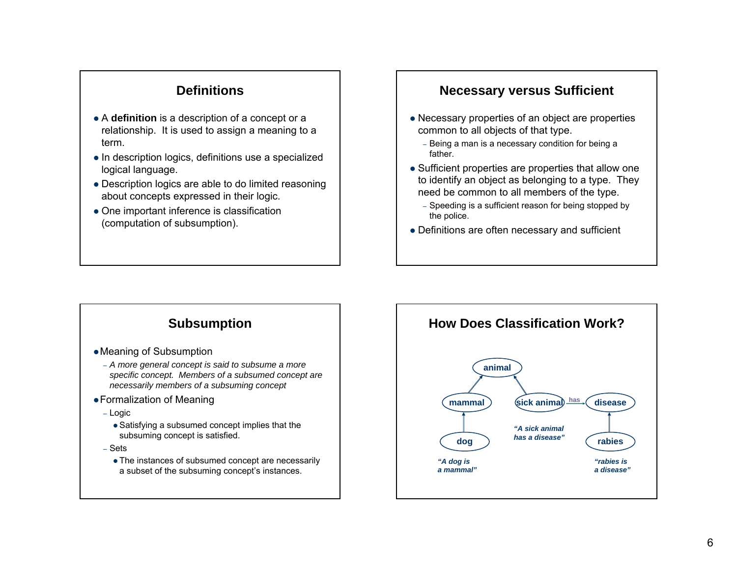## Definitions

- A **definition** is a description of a concept or a relationship. It is used to assign a meaning to a term.
- In description logics, definitions use a specialized logical language.
- Description logics are able to do limited reasoning about concepts expressed in their logic.
- One important inference is classification (computation of subsumption).

## Necessary versus Sufficient

- Necessary properties of an object are properties common to all objects of that type.
  - Being a man is a necessary condition for being a father.
- Sufficient properties are properties that allow one to identify an object as belonging to a type. They need be common to all members of the type.
  - Speeding is a sufficient reason for being stopped by the police.
- Definitions are often necessary and sufficient

## Subsumption

- Meaning of Subsumption
  - *A more general concept is said to subsume a more specific concept. Members of a subsumed concept are necessarily members of a subsuming concept*
- Formalization of Meaning
  - Logic
    - Satisfying a subsumed concept implies that the subsuming concept is satisfied.
  - Sets
    - The instances of subsumed concept are necessarily a subset of the subsuming concept's instances.

## How Does Classification Work?

animal

mammal — sick animal —has→ disease

dog — rabies

*"A dog is a mammal"*

*"A sick animal has a disease"*

*"rabies is a disease"*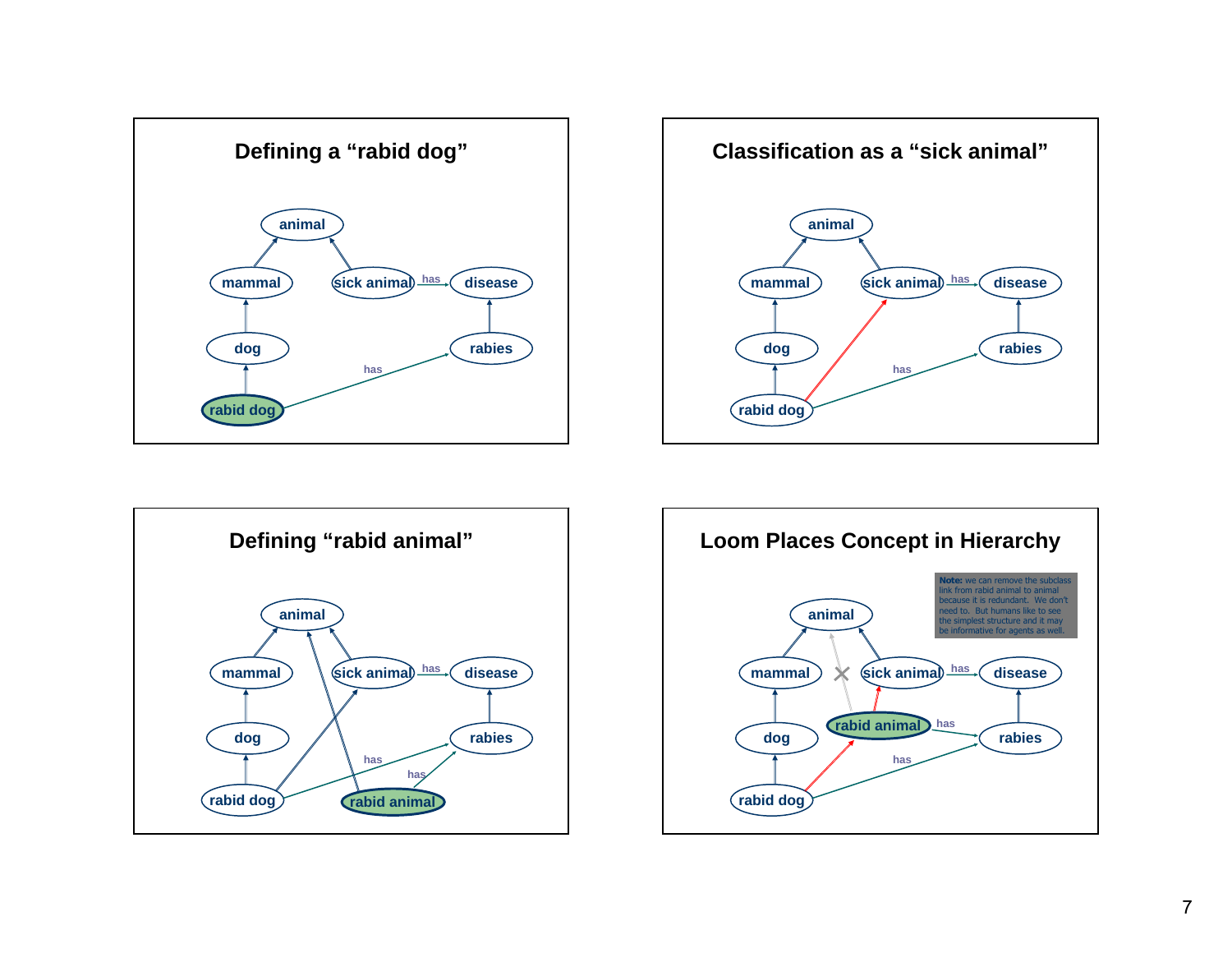## Defining a "rabid dog"

animal

mammal — sick animal —has→ disease

dog — rabies

rabid dog —has→ rabies

## Classification as a "sick animal"

animal

mammal — sick animal —has→ disease

dog — rabies

rabid dog —has→ rabies

## Defining "rabid animal"

animal

mammal — sick animal —has→ disease

dog — rabies

rabid dog —has→ rabies

rabid animal —has→ rabies

## Loom Places Concept in Hierarchy

**Note:** we can remove the subclass link from rabid animal to animal because it is redundant. We don't need to. But humans like to see the simplest structure and it may be informative for agents as well.

animal

mammal — sick animal —has→ disease

rabid animal —has→ rabies

dog — rabies

rabid dog —has→ rabies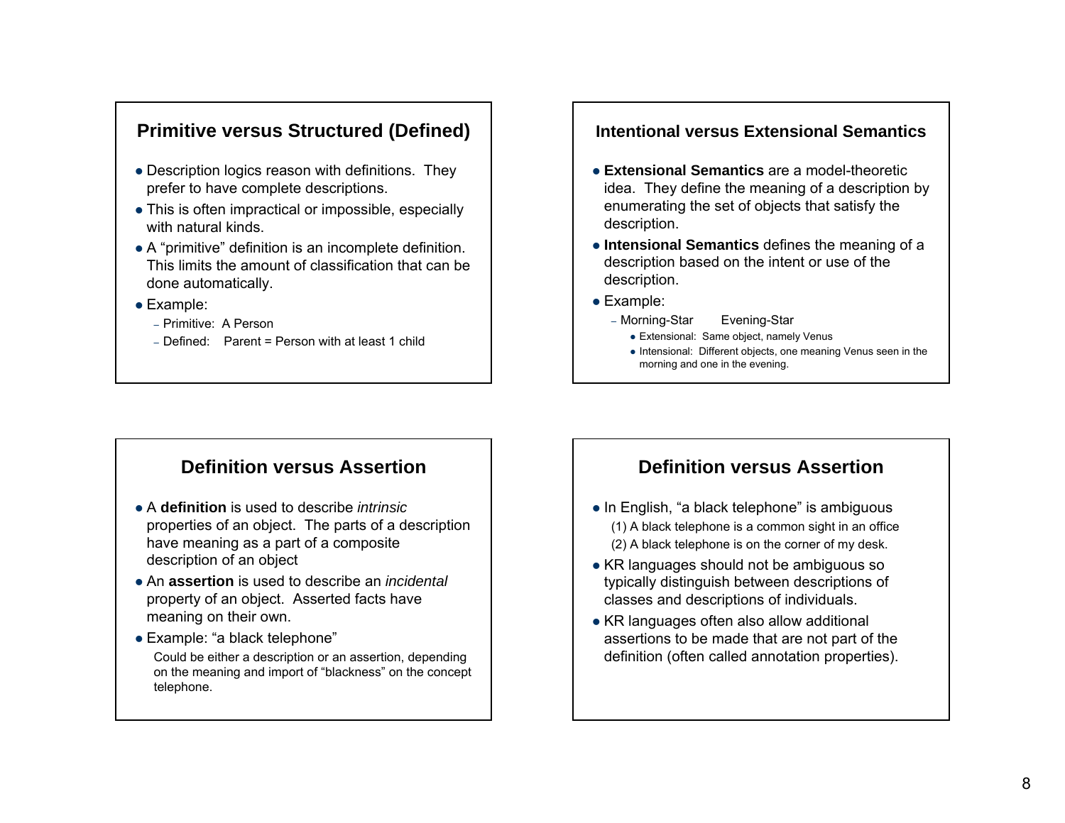## Primitive versus Structured (Defined)

- Description logics reason with definitions. They prefer to have complete descriptions.
- This is often impractical or impossible, especially with natural kinds.
- A "primitive" definition is an incomplete definition. This limits the amount of classification that can be done automatically.
- Example:
  - Primitive: A Person
  - Defined: Parent = Person with at least 1 child

## Intentional versus Extensional Semantics

- **Extensional Semantics** are a model-theoretic idea. They define the meaning of a description by enumerating the set of objects that satisfy the description.
- **Intensional Semantics** defines the meaning of a description based on the intent or use of the description.
- Example:
  - Morning-Star Evening-Star
    - Extensional: Same object, namely Venus
    - Intensional: Different objects, one meaning Venus seen in the morning and one in the evening.

## Definition versus Assertion

- A **definition** is used to describe *intrinsic* properties of an object. The parts of a description have meaning as a part of a composite description of an object
- An **assertion** is used to describe an *incidental* property of an object. Asserted facts have meaning on their own.
- Example: "a black telephone"

  Could be either a description or an assertion, depending on the meaning and import of "blackness" on the concept telephone.

## Definition versus Assertion

- In English, "a black telephone" is ambiguous

  (1) A black telephone is a common sight in an office

  (2) A black telephone is on the corner of my desk.
- KR languages should not be ambiguous so typically distinguish between descriptions of classes and descriptions of individuals.
- KR languages often also allow additional assertions to be made that are not part of the definition (often called annotation properties).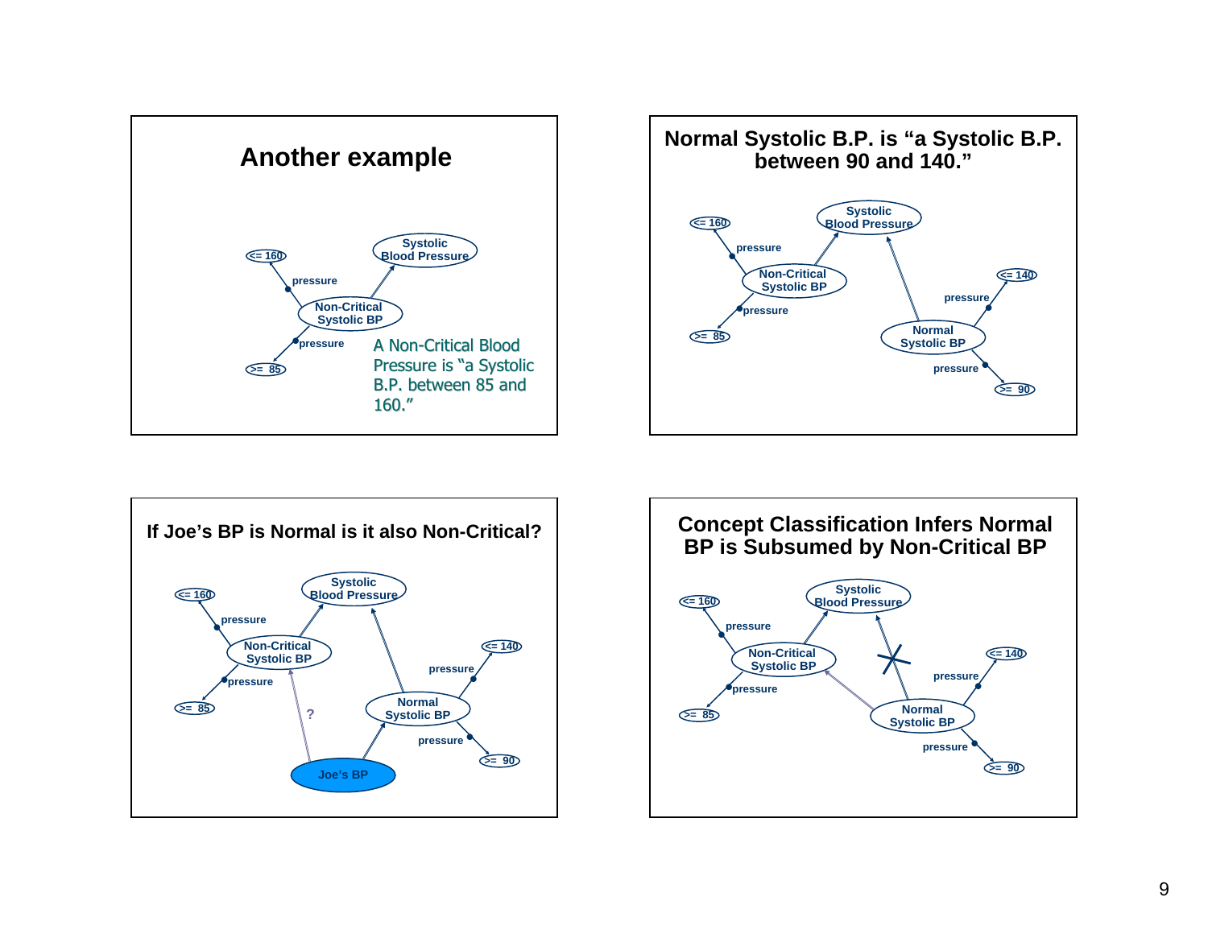## Another example

<= 160

pressure

Systolic Blood Pressure

Non-Critical Systolic BP

pressure

>= 85

A Non-Critical Blood Pressure is "a Systolic B.P. between 85 and 160."

## Normal Systolic B.P. is "a Systolic B.P. between 90 and 140."

<= 160

pressure

Systolic Blood Pressure

Non-Critical Systolic BP

pressure

>= 85

<= 140

pressure

Normal Systolic BP

pressure

>= 90

## If Joe's BP is Normal is it also Non-Critical?

<= 160

pressure

Systolic Blood Pressure

Non-Critical Systolic BP

pressure

>= 85

?

<= 140

pressure

Normal Systolic BP

pressure

>= 90

Joe's BP

## Concept Classification Infers Normal BP is Subsumed by Non-Critical BP

<= 160

pressure

Systolic Blood Pressure

Non-Critical Systolic BP

pressure

>= 85

<= 140

pressure

Normal Systolic BP

pressure

>= 90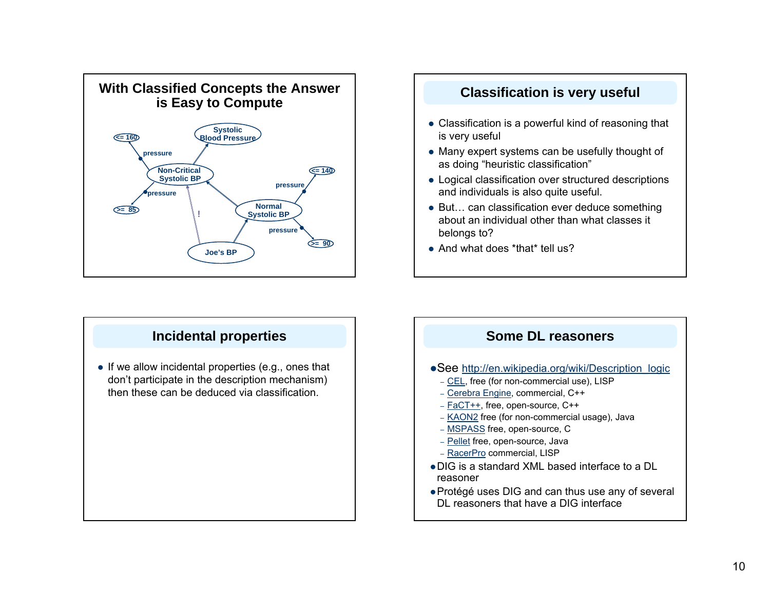## With Classified Concepts the Answer is Easy to Compute

Systolic Blood Pressure

<= 160

pressure

Non-Critical Systolic BP

pressure

>= 85

<= 140

pressure

Normal Systolic BP

!

pressure

>= 90

Joe's BP

## Classification is very useful

- Classification is a powerful kind of reasoning that is very useful
- Many expert systems can be usefully thought of as doing "heuristic classification"
- Logical classification over structured descriptions and individuals is also quite useful.
- But… can classification ever deduce something about an individual other than what classes it belongs to?
- And what does *that* tell us?

## Incidental properties

- If we allow incidental properties (e.g., ones that don't participate in the description mechanism) then these can be deduced via classification.

## Some DL reasoners

- See http://en.wikipedia.org/wiki/Description_logic
  - CEL, free (for non-commercial use), LISP
  - Cerebra Engine, commercial, C++
  - FaCT++, free, open-source, C++
  - KAON2 free (for non-commercial usage), Java
  - MSPASS free, open-source, C
  - Pellet free, open-source, Java
  - RacerPro commercial, LISP
- DIG is a standard XML based interface to a DL reasoner
- Protégé uses DIG and can thus use any of several DL reasoners that have a DIG interface